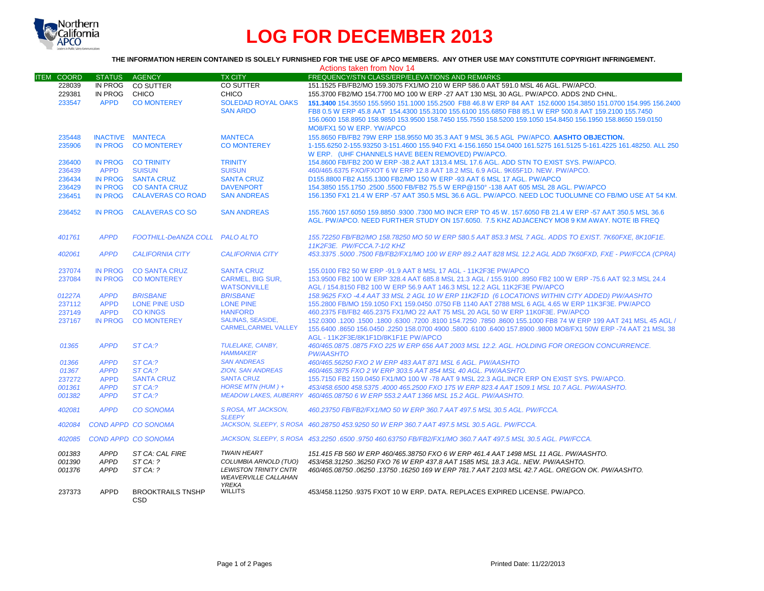# LOG FOR DECEMBER 2013

**THE INFORMATION HEREIN CONTAINED IS SOLELY FURNISHED FOR THE USE OF APCO MEMBERS. ANY OTHER USE MAY CONSTITUTE COPYRIGHT INFRINGEMENT.**

Actions taken from Nov 14

| ITEM | COORD | STATUS | AGENCY | TX CITY | FREQUENCY/STN CLASS/ERP/ELEVATIONS AND REMARKS |
|---|---|---|---|---|---|
| | 228039 | IN PROG | CO SUTTER | CO SUTTER | 151.1525 FB/FB2/MO 159.3075 FX1/MO 210 W ERP 586.0 AAT 591.0 MSL 46 AGL. PW/APCO. |
| | 229381 | IN PROG | CHICO | CHICO | 155.3700 FB2/MO 154.7700 MO 100 W ERP -27 AAT 130 MSL 30 AGL. PW/APCO. ADDS 2ND CHNL. |
| | 233547 | APPD | CO MONTEREY | SOLEDAD ROYAL OAKS SAN ARDO | **151.3400** 154.3550 155.5950 151.1000 155.2500 FB8 46.8 W ERP 84 AAT 152.6000 154.3850 151.0700 154.995 156.2400 FB8 0.5 W ERP 45.8 AAT 154.4300 155.3100 155.6100 155.6850 FB8 85.1 W ERP 500.8 AAT 159.2100 155.7450 156.0600 158.8950 158.9850 153.9500 158.7450 155.7550 158.5200 159.1050 154.8450 156.1950 158.8650 159.0150 MO8/FX1 50 W ERP. YW/APCO |
| | 235448 | INACTIVE | MANTECA | MANTECA | 155.8650 FB/FB2 79W ERP 158.9550 M0 35.3 AAT 9 MSL 36.5 AGL PW/APCO. **AASHTO OBJECTION.** |
| | 235906 | IN PROG | CO MONTEREY | CO MONTEREY | 1-155.6250 2-155.93250 3-151.4600 155.940 FX1 4-156.1650 154.0400 161.5275 161.5125 5-161.4225 161.48250. ALL 250 W ERP. (UHF CHANNELS HAVE BEEN REMOVED) PW/APCO. |
| | 236400 | IN PROG | CO TRINITY | TRINITY | 154.8600 FB/FB2 200 W ERP -38.2 AAT 1313.4 MSL 17.6 AGL. ADD STN TO EXIST SYS. PW/APCO. |
| | 236439 | APPD | SUISUN | SUISUN | 460/465.6375 FXO/FXOT 6 W ERP 12.8 AAT 18.2 MSL 6.9 AGL. 9K65F1D. NEW. PW/APCO. |
| | 236434 | IN PROG | SANTA CRUZ | SANTA CRUZ | D155.8800 FB2 A155.1300 FB2/MO 150 W ERP -93 AAT 6 MSL 17 AGL. PW/APCO |
| | 236429 | IN PROG | CO SANTA CRUZ | DAVENPORT | 154.3850 155.1750 .2500 .5500 FB/FB2 75.5 W ERP@150° -138 AAT 605 MSL 28 AGL. PW/APCO |
| | 236451 | IN PROG | CALAVERAS CO ROAD | SAN ANDREAS | 156.1350 FX1 21.4 W ERP -57 AAT 350.5 MSL 36.6 AGL. PW/APCO. NEED LOC TUOLUMNE CO FB/MO USE AT 54 KM. |
| | 236452 | IN PROG | CALAVERAS CO SO | SAN ANDREAS | 155.7600 157.6050 159.8850 .9300 .7300 MO INCR ERP TO 45 W. 157.6050 FB 21.4 W ERP -57 AAT 350.5 MSL 36.6 AGL. PW/APCO. NEED FURTHER STUDY ON 157.6050. 7.5 KHZ ADJACENCY MO8 9 KM AWAY. NOTE IB FREQ |
| | *401761* | *APPD* | *FOOTHILL-DeANZA COLL* | *PALO ALTO* | *155.72250 FB/FB2/MO 158.78250 MO 50 W ERP 580.5 AAT 853.3 MSL 7 AGL. ADDS TO EXIST. 7K60FXE, 8K10F1E. 11K2F3E. PW/FCCA.7-1/2 KHZ* |
| | *402061* | *APPD* | *CALIFORNIA CITY* | *CALIFORNIA CITY* | *453.3375 .5000 .7500 FB/FB2/FX1/MO 100 W ERP 89.2 AAT 828 MSL 12.2 AGL ADD 7K60FXD, FXE - PW/FCCA (CPRA)* |
| | 237074 | IN PROG | CO SANTA CRUZ | SANTA CRUZ | 155.0100 FB2 50 W ERP -91.9 AAT 8 MSL 17 AGL - 11K2F3E PW/APCO |
| | 237084 | IN PROG | CO MONTEREY | CARMEL, BIG SUR, WATSONVILLE | 153.9500 FB2 100 W ERP 328.4 AAT 685.8 MSL 21.3 AGL / 155.9100 .8950 FB2 100 W ERP -75.6 AAT 92.3 MSL 24.4 AGL / 154.8150 FB2 100 W ERP 56.9 AAT 146.3 MSL 12.2 AGL 11K2F3E PW/APCO |
| | *01227A* | *APPD* | *BRISBANE* | *BRISBANE* | *158.9625 FXO -4.4 AAT 33 MSL 2 AGL 10 W ERP 11K2F1D (6 LOCATIONS WITHIN CITY ADDED) PW/AASHTO* |
| | 237112 | APPD | LONE PINE USD | LONE PINE | 155.2800 FB/MO 159.1050 FX1 159.0450 .0750 FB 1140 AAT 2788 MSL 6 AGL 4.65 W ERP 11K3F3E. PW/APCO |
| | 237149 | APPD | CO KINGS | HANFORD | 460.2375 FB/FB2 465.2375 FX1/MO 22 AAT 75 MSL 20 AGL 50 W ERP 11K0F3E. PW/APCO |
| | 237167 | IN PROG | CO MONTEREY | SALINAS, SEASIDE, CARMEL,CARMEL VALLEY | 152.0300 .1200 .1500 .1800 .6300 .7200 .8100 154.7250 .7850 .8600 155.1000 FB8 74 W ERP 199 AAT 241 MSL 45 AGL / 155.6400 .8650 156.0450 .2250 158.0700 4900 .5800 .6100 .6400 157.8900 .9800 MO8/FX1 50W ERP -74 AAT 21 MSL 38 AGL - 11K2F3E/8K1F1D/8K1F1E PW/APCO |
| | *01365* | *APPD* | *ST CA:?* | *TULELAKE, CANBY, HAMMAKER'* | *460/465.0875 .0875 FXO 225 W ERP 656 AAT 2003 MSL 12.2. AGL. HOLDING FOR OREGON CONCURRENCE. PW/AASHTO* |
| | *01366* | *APPD* | *ST CA:?* | *SAN ANDREAS* | *460/465.56250 FXO 2 W ERP 483 AAT 871 MSL 6 AGL. PW/AASHTO* |
| | *01367* | *APPD* | *ST CA:?* | *ZION, SAN ANDREAS* | *460/465.3875 FXO 2 W ERP 303.5 AAT 854 MSL 40 AGL. PW/AASHTO.* |
| | 237272 | APPD | SANTA CRUZ | SANTA CRUZ | 155.7150 FB2 159.0450 FX1/MO 100 W -78 AAT 9 MSL 22.3 AGL.INCR ERP ON EXIST SYS. PW/APCO. |
| | *001361* | *APPD* | *ST CA:?* | *HORSE MTN (HUM ) +* | *453/458.6500 458.5375 .4000 465.2500 FXO 175 W ERP 823.4 AAT 1509.1 MSL 10.7 AGL. PW/AASHTO.* |
| | *001382* | *APPD* | *ST CA:?* | *MEADOW LAKES, AUBERRY* | *460/465.08750 6 W ERP 553.2 AAT 1366 MSL 15.2 AGL. PW/AASHTO.* |
| | *402081* | *APPD* | *CO SONOMA* | *S ROSA, MT JACKSON, SLEEPY* | *460.23750 FB/FB2/FX1/MO 50 W ERP 360.7 AAT 497.5 MSL 30.5 AGL. PW/FCCA.* |
| | *402084* | *COND APPD* | *CO SONOMA* | *JACKSON, SLEEPY, S ROSA* | *460.28750 453.9250 50 W ERP 360.7 AAT 497.5 MSL 30.5 AGL. PW/FCCA.* |
| | *402085* | *COND APPD* | *CO SONOMA* | *JACKSON, SLEEPY, S ROSA* | *453.2250 .6500 .9750 460.63750 FB/FB2/FX1/MO 360.7 AAT 497.5 MSL 30.5 AGL. PW/FCCA.* |
| | *001383* | *APPD* | *ST CA: CAL FIRE* | *TWAIN HEART* | *151.415 FB 560 W ERP 460/465.38750 FXO 6 W ERP 461.4 AAT 1498 MSL 11 AGL. PW/AASHTO.* |
| | *001390* | *APPD* | *ST CA: ?* | *COLUMBIA ARNOLD (TUO)* | *453/458.31250 .36250 FXO 76 W ERP 437.8 AAT 1585 MSL 18.3 AGL. NEW. PW/AASHTO.* |
| | *001376* | *APPD* | *ST CA: ?* | *LEWISTON TRINITY CNTR WEAVERVILLE CALLAHAN YREKA* | *460/465.08750 .06250 .13750 .16250 169 W ERP 781.7 AAT 2103 MSL 42.7 AGL. OREGON OK. PW/AASHTO.* |
| | 237373 | APPD | BROOKTRAILS TNSHP CSD | WILLITS | 453/458.11250 .9375 FXOT 10 W ERP. DATA. REPLACES EXPIRED LICENSE. PW/APCO. |

Printed Date: 11/22/2013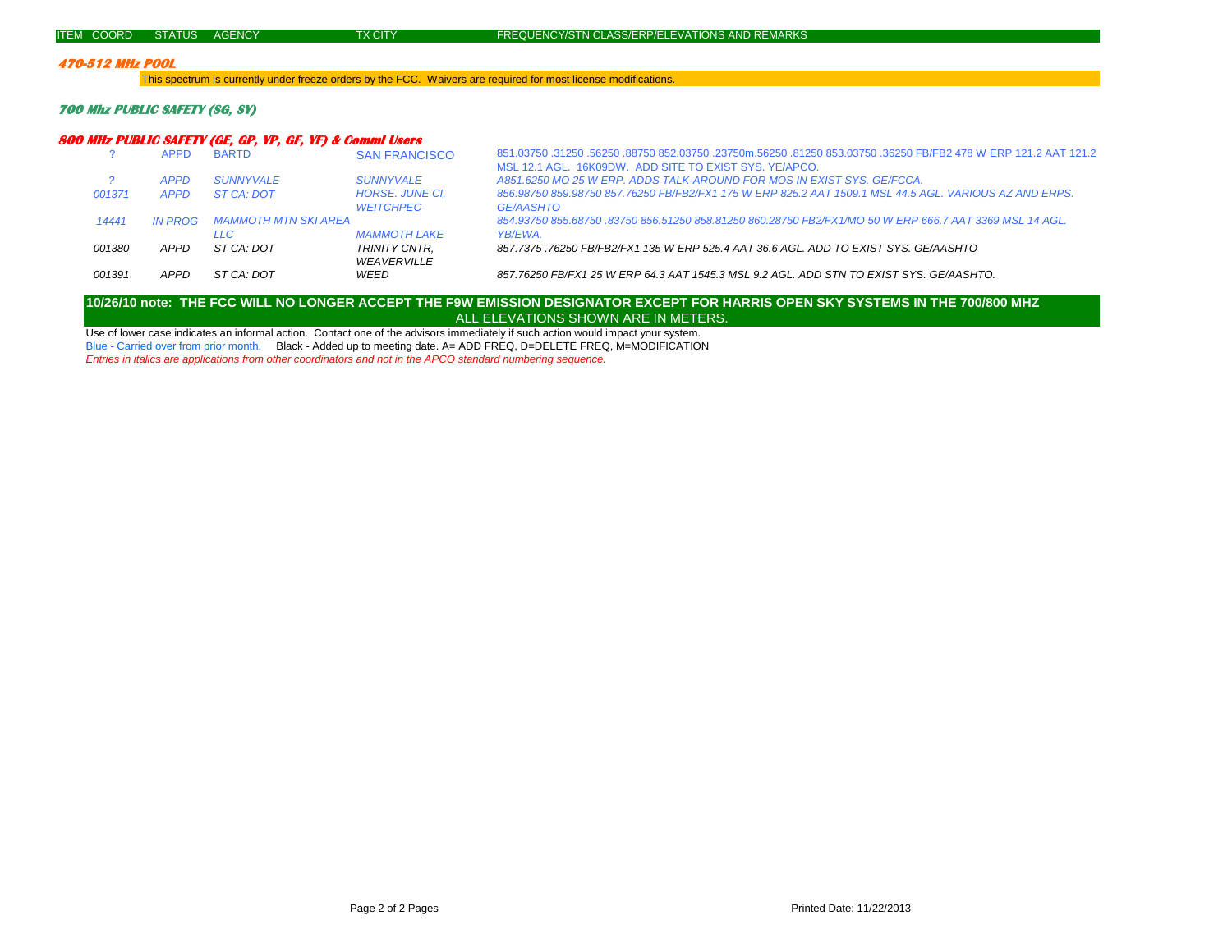| ITEM | COORD | STATUS | AGENCY | TX CITY | FREQUENCY/STN CLASS/ERP/ELEVATIONS AND REMARKS |
|---|---|---|---|---|---|

***470-512 MHz POOL***

This spectrum is currently under freeze orders by the FCC. Waivers are required for most license modifications.

***700 Mhz PUBLIC SAFETY (SG, SY)***

***800 MHz PUBLIC SAFETY (GE, GP, YP, GF, YF) & Comml Users***

| ITEM | COORD | STATUS | AGENCY | TX CITY | FREQUENCY/STN CLASS/ERP/ELEVATIONS AND REMARKS |
|---|---|---|---|---|---|
| | ? | APPD | BARTD | SAN FRANCISCO | 851.03750 .31250 .56250 .88750 852.03750 .23750m.56250 .81250 853.03750 .36250 FB/FB2 478 W ERP 121.2 AAT 121.2 MSL 12.1 AGL. 16K09DW. ADD SITE TO EXIST SYS. YE/APCO. |
| | *?* | *APPD* | *SUNNYVALE* | *SUNNYVALE* | *A851.6250 MO 25 W ERP. ADDS TALK-AROUND FOR MOS IN EXIST SYS. GE/FCCA.* |
| | *001371* | *APPD* | *ST CA: DOT* | *HORSE. JUNE CI, WEITCHPEC* | *856.98750 859.98750 857.76250 FB/FB2/FX1 175 W ERP 825.2 AAT 1509.1 MSL 44.5 AGL. VARIOUS AZ AND ERPS. GE/AASHTO* |
| | *14441* | *IN PROG* | *MAMMOTH MTN SKI AREA LLC* | *MAMMOTH LAKE* | *854.93750 855.68750 .83750 856.51250 858.81250 860.28750 FB2/FX1/MO 50 W ERP 666.7 AAT 3369 MSL 14 AGL. YB/EWA.* |
| | *001380* | *APPD* | *ST CA: DOT* | *TRINITY CNTR, WEAVERVILLE* | *857.7375 .76250 FB/FB2/FX1 135 W ERP 525.4 AAT 36.6 AGL. ADD TO EXIST SYS. GE/AASHTO* |
| | *001391* | *APPD* | *ST CA: DOT* | *WEED* | *857.76250 FB/FX1 25 W ERP 64.3 AAT 1545.3 MSL 9.2 AGL. ADD STN TO EXIST SYS. GE/AASHTO.* |

**10/26/10 note: THE FCC WILL NO LONGER ACCEPT THE F9W EMISSION DESIGNATOR EXCEPT FOR HARRIS OPEN SKY SYSTEMS IN THE 700/800 MHZ**

ALL ELEVATIONS SHOWN ARE IN METERS.

Use of lower case indicates an informal action. Contact one of the advisors immediately if such action would impact your system.

Blue - Carried over from prior month. Black - Added up to meeting date. A= ADD FREQ, D=DELETE FREQ, M=MODIFICATION

*Entries in italics are applications from other coordinators and not in the APCO standard numbering sequence.*

Printed Date: 11/22/2013